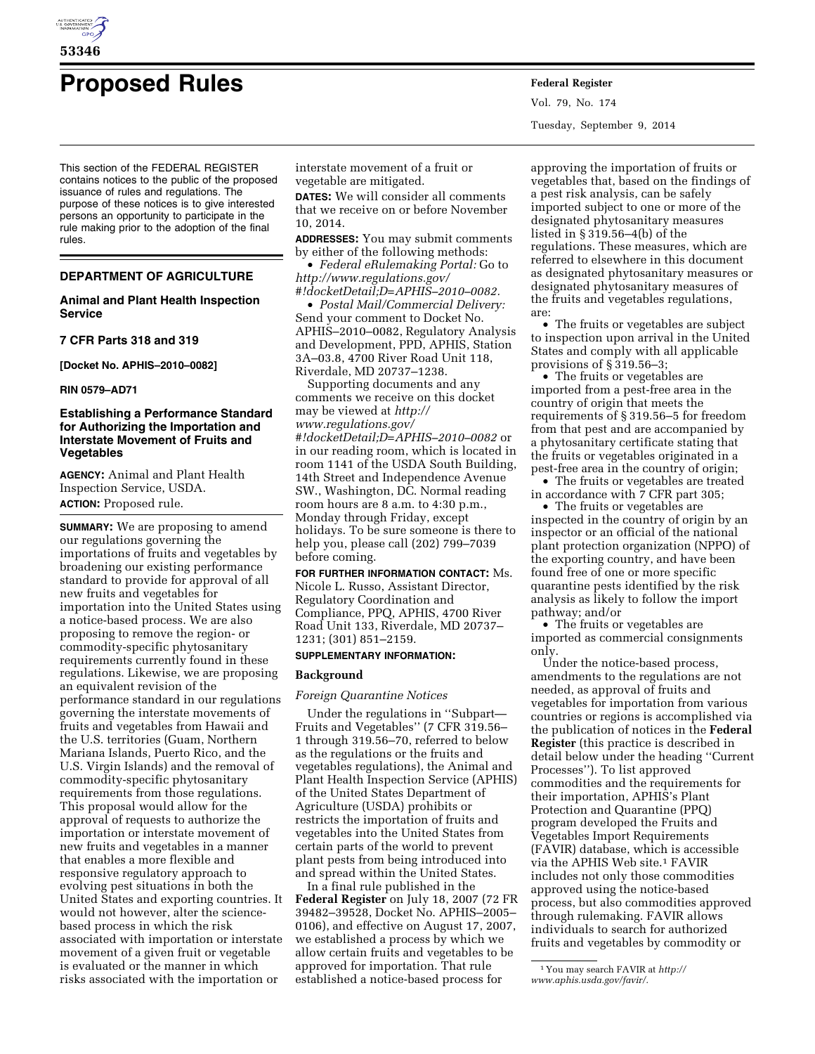# Proposed Rules

This section of the FEDERAL REGISTER contains notices to the public of the proposed issuance of rules and regulations. The purpose of these notices is to give interested persons an opportunity to participate in the rule making prior to the adoption of the final rules.

## DEPARTMENT OF AGRICULTURE

### Animal and Plant Health Inspection Service

### 7 CFR Parts 318 and 319

**[Docket No. APHIS–2010–0082]**

**RIN 0579–AD71**

### Establishing a Performance Standard for Authorizing the Importation and Interstate Movement of Fruits and Vegetables

**AGENCY:** Animal and Plant Health Inspection Service, USDA.

**ACTION:** Proposed rule.

**SUMMARY:** We are proposing to amend our regulations governing the importations of fruits and vegetables by broadening our existing performance standard to provide for approval of all new fruits and vegetables for importation into the United States using a notice-based process. We are also proposing to remove the region- or commodity-specific phytosanitary requirements currently found in these regulations. Likewise, we are proposing an equivalent revision of the performance standard in our regulations governing the interstate movements of fruits and vegetables from Hawaii and the U.S. territories (Guam, Northern Mariana Islands, Puerto Rico, and the U.S. Virgin Islands) and the removal of commodity-specific phytosanitary requirements from those regulations. This proposal would allow for the approval of requests to authorize the importation or interstate movement of new fruits and vegetables in a manner that enables a more flexible and responsive regulatory approach to evolving pest situations in both the United States and exporting countries. It would not however, alter the science-based process in which the risk associated with importation or interstate movement of a given fruit or vegetable is evaluated or the manner in which risks associated with the importation or interstate movement of a fruit or vegetable are mitigated.

**DATES:** We will consider all comments that we receive on or before November 10, 2014.

**ADDRESSES:** You may submit comments by either of the following methods:

- *Federal eRulemaking Portal:* Go to *http://www.regulations.gov/#!docketDetail;D=APHIS-2010-0082.*
- *Postal Mail/Commercial Delivery:* Send your comment to Docket No. APHIS–2010–0082, Regulatory Analysis and Development, PPD, APHIS, Station 3A–03.8, 4700 River Road Unit 118, Riverdale, MD 20737–1238.

Supporting documents and any comments we receive on this docket may be viewed at *http://www.regulations.gov/#!docketDetail;D=APHIS-2010-0082* or in our reading room, which is located in room 1141 of the USDA South Building, 14th Street and Independence Avenue SW., Washington, DC. Normal reading room hours are 8 a.m. to 4:30 p.m., Monday through Friday, except holidays. To be sure someone is there to help you, please call (202) 799–7039 before coming.

**FOR FURTHER INFORMATION CONTACT:** Ms. Nicole L. Russo, Assistant Director, Regulatory Coordination and Compliance, PPQ, APHIS, 4700 River Road Unit 133, Riverdale, MD 20737–1231; (301) 851–2159.

**SUPPLEMENTARY INFORMATION:**

## Background

### *Foreign Quarantine Notices*

Under the regulations in ''Subpart—Fruits and Vegetables'' (7 CFR 319.56–1 through 319.56–70, referred to below as the regulations or the fruits and vegetables regulations), the Animal and Plant Health Inspection Service (APHIS) of the United States Department of Agriculture (USDA) prohibits or restricts the importation of fruits and vegetables into the United States from certain parts of the world to prevent plant pests from being introduced into and spread within the United States.

In a final rule published in the **Federal Register** on July 18, 2007 (72 FR 39482–39528, Docket No. APHIS–2005–0106), and effective on August 17, 2007, we established a process by which we allow certain fruits and vegetables to be approved for importation. That rule established a notice-based process for approving the importation of fruits or vegetables that, based on the findings of a pest risk analysis, can be safely imported subject to one or more of the designated phytosanitary measures listed in § 319.56–4(b) of the regulations. These measures, which are referred to elsewhere in this document as designated phytosanitary measures or designated phytosanitary measures of the fruits and vegetables regulations, are:

- The fruits or vegetables are subject to inspection upon arrival in the United States and comply with all applicable provisions of § 319.56–3;
- The fruits or vegetables are imported from a pest-free area in the country of origin that meets the requirements of § 319.56–5 for freedom from that pest and are accompanied by a phytosanitary certificate stating that the fruits or vegetables originated in a pest-free area in the country of origin;
- The fruits or vegetables are treated in accordance with 7 CFR part 305;
- The fruits or vegetables are inspected in the country of origin by an inspector or an official of the national plant protection organization (NPPO) of the exporting country, and have been found free of one or more specific quarantine pests identified by the risk analysis as likely to follow the import pathway; and/or
- The fruits or vegetables are imported as commercial consignments only.

Under the notice-based process, amendments to the regulations are not needed, as approval of fruits and vegetables for importation from various countries or regions is accomplished via the publication of notices in the **Federal Register** (this practice is described in detail below under the heading ''Current Processes''). To list approved commodities and the requirements for their importation, APHIS's Plant Protection and Quarantine (PPQ) program developed the Fruits and Vegetables Import Requirements (FAVIR) database, which is accessible via the APHIS Web site.[1] FAVIR includes not only those commodities approved using the notice-based process, but also commodities approved through rulemaking. FAVIR allows individuals to search for authorized fruits and vegetables by commodity or

[1] You may search FAVIR at *http://www.aphis.usda.gov/favir/.*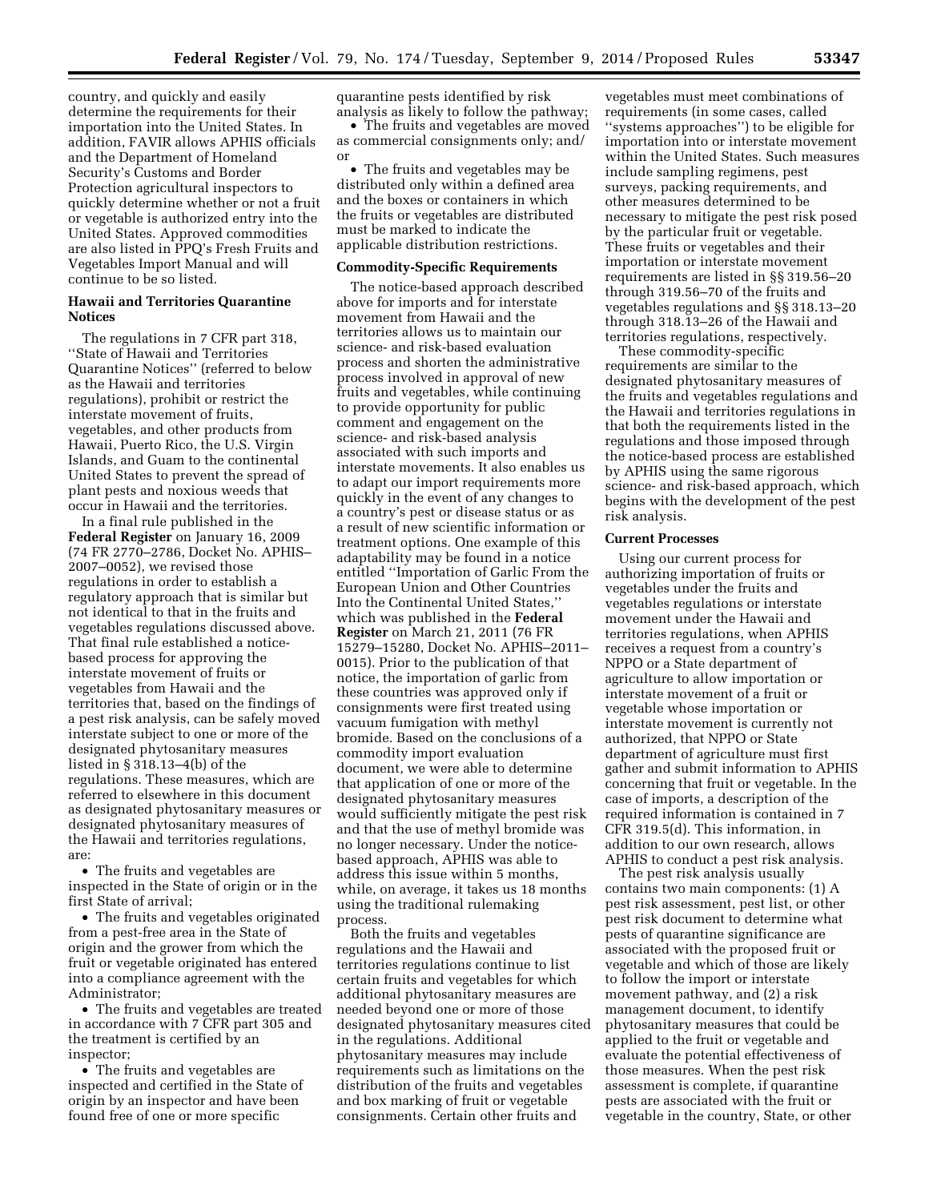country, and quickly and easily determine the requirements for their importation into the United States. In addition, FAVIR allows APHIS officials and the Department of Homeland Security's Customs and Border Protection agricultural inspectors to quickly determine whether or not a fruit or vegetable is authorized entry into the United States. Approved commodities are also listed in PPQ's Fresh Fruits and Vegetables Import Manual and will continue to be so listed.

**Hawaii and Territories Quarantine Notices**

The regulations in 7 CFR part 318, ''State of Hawaii and Territories Quarantine Notices'' (referred to below as the Hawaii and territories regulations), prohibit or restrict the interstate movement of fruits, vegetables, and other products from Hawaii, Puerto Rico, the U.S. Virgin Islands, and Guam to the continental United States to prevent the spread of plant pests and noxious weeds that occur in Hawaii and the territories.

In a final rule published in the **Federal Register** on January 16, 2009 (74 FR 2770–2786, Docket No. APHIS–2007–0052), we revised those regulations in order to establish a regulatory approach that is similar but not identical to that in the fruits and vegetables regulations discussed above. That final rule established a notice-based process for approving the interstate movement of fruits or vegetables from Hawaii and the territories that, based on the findings of a pest risk analysis, can be safely moved interstate subject to one or more of the designated phytosanitary measures listed in § 318.13–4(b) of the regulations. These measures, which are referred to elsewhere in this document as designated phytosanitary measures or designated phytosanitary measures of the Hawaii and territories regulations, are:

- The fruits and vegetables are inspected in the State of origin or in the first State of arrival;
- The fruits and vegetables originated from a pest-free area in the State of origin and the grower from which the fruit or vegetable originated has entered into a compliance agreement with the Administrator;
- The fruits and vegetables are treated in accordance with 7 CFR part 305 and the treatment is certified by an inspector;
- The fruits and vegetables are inspected and certified in the State of origin by an inspector and have been found free of one or more specific quarantine pests identified by risk analysis as likely to follow the pathway;
- The fruits and vegetables are moved as commercial consignments only; and/or
- The fruits and vegetables may be distributed only within a defined area and the boxes or containers in which the fruits or vegetables are distributed must be marked to indicate the applicable distribution restrictions.

**Commodity-Specific Requirements**

The notice-based approach described above for imports and for interstate movement from Hawaii and the territories allows us to maintain our science- and risk-based evaluation process and shorten the administrative process involved in approval of new fruits and vegetables, while continuing to provide opportunity for public comment and engagement on the science- and risk-based analysis associated with such imports and interstate movements. It also enables us to adapt our import requirements more quickly in the event of any changes to a country's pest or disease status or as a result of new scientific information or treatment options. One example of this adaptability may be found in a notice entitled ''Importation of Garlic From the European Union and Other Countries Into the Continental United States,'' which was published in the **Federal Register** on March 21, 2011 (76 FR 15279–15280, Docket No. APHIS–2011–0015). Prior to the publication of that notice, the importation of garlic from these countries was approved only if consignments were first treated using vacuum fumigation with methyl bromide. Based on the conclusions of a commodity import evaluation document, we were able to determine that application of one or more of the designated phytosanitary measures would sufficiently mitigate the pest risk and that the use of methyl bromide was no longer necessary. Under the notice-based approach, APHIS was able to address this issue within 5 months, while, on average, it takes us 18 months using the traditional rulemaking process.

Both the fruits and vegetables regulations and the Hawaii and territories regulations continue to list certain fruits and vegetables for which additional phytosanitary measures are needed beyond one or more of those designated phytosanitary measures cited in the regulations. Additional phytosanitary measures may include requirements such as limitations on the distribution of the fruits and vegetables and box marking of fruit or vegetable consignments. Certain other fruits and vegetables must meet combinations of requirements (in some cases, called ''systems approaches'') to be eligible for importation into or interstate movement within the United States. Such measures include sampling regimens, pest surveys, packing requirements, and other measures determined to be necessary to mitigate the pest risk posed by the particular fruit or vegetable. These fruits or vegetables and their importation or interstate movement requirements are listed in §§ 319.56–20 through 319.56–70 of the fruits and vegetables regulations and §§ 318.13–20 through 318.13–26 of the Hawaii and territories regulations, respectively.

These commodity-specific requirements are similar to the designated phytosanitary measures of the fruits and vegetables regulations and the Hawaii and territories regulations in that both the requirements listed in the regulations and those imposed through the notice-based process are established by APHIS using the same rigorous science- and risk-based approach, which begins with the development of the pest risk analysis.

**Current Processes**

Using our current process for authorizing importation of fruits or vegetables under the fruits and vegetables regulations or interstate movement under the Hawaii and territories regulations, when APHIS receives a request from a country's NPPO or a State department of agriculture to allow importation or interstate movement of a fruit or vegetable whose importation or interstate movement is currently not authorized, that NPPO or State department of agriculture must first gather and submit information to APHIS concerning that fruit or vegetable. In the case of imports, a description of the required information is contained in 7 CFR 319.5(d). This information, in addition to our own research, allows APHIS to conduct a pest risk analysis.

The pest risk analysis usually contains two main components: (1) A pest risk assessment, pest list, or other pest risk document to determine what pests of quarantine significance are associated with the proposed fruit or vegetable and which of those are likely to follow the import or interstate movement pathway, and (2) a risk management document, to identify phytosanitary measures that could be applied to the fruit or vegetable and evaluate the potential effectiveness of those measures. When the pest risk assessment is complete, if quarantine pests are associated with the fruit or vegetable in the country, State, or other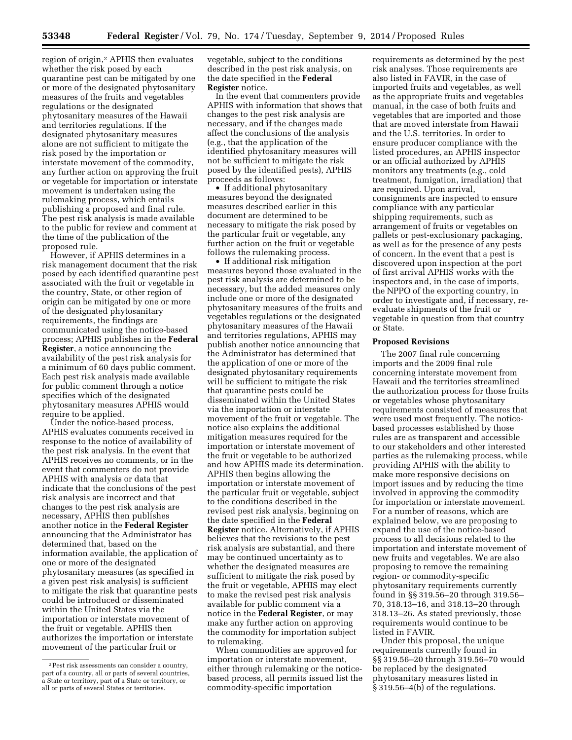region of origin,[2] APHIS then evaluates whether the risk posed by each quarantine pest can be mitigated by one or more of the designated phytosanitary measures of the fruits and vegetables regulations or the designated phytosanitary measures of the Hawaii and territories regulations. If the designated phytosanitary measures alone are not sufficient to mitigate the risk posed by the importation or interstate movement of the commodity, any further action on approving the fruit or vegetable for importation or interstate movement is undertaken using the rulemaking process, which entails publishing a proposed and final rule. The pest risk analysis is made available to the public for review and comment at the time of the publication of the proposed rule.

However, if APHIS determines in a risk management document that the risk posed by each identified quarantine pest associated with the fruit or vegetable in the country, State, or other region of origin can be mitigated by one or more of the designated phytosanitary requirements, the findings are communicated using the notice-based process; APHIS publishes in the **Federal Register**, a notice announcing the availability of the pest risk analysis for a minimum of 60 days public comment. Each pest risk analysis made available for public comment through a notice specifies which of the designated phytosanitary measures APHIS would require to be applied.

Under the notice-based process, APHIS evaluates comments received in response to the notice of availability of the pest risk analysis. In the event that APHIS receives no comments, or in the event that commenters do not provide APHIS with analysis or data that indicate that the conclusions of the pest risk analysis are incorrect and that changes to the pest risk analysis are necessary, APHIS then publishes another notice in the **Federal Register** announcing that the Administrator has determined that, based on the information available, the application of one or more of the designated phytosanitary measures (as specified in a given pest risk analysis) is sufficient to mitigate the risk that quarantine pests could be introduced or disseminated within the United States via the importation or interstate movement of the fruit or vegetable. APHIS then authorizes the importation or interstate movement of the particular fruit or vegetable, subject to the conditions described in the pest risk analysis, on the date specified in the **Federal Register** notice.

In the event that commenters provide APHIS with information that shows that changes to the pest risk analysis are necessary, and if the changes made affect the conclusions of the analysis (e.g., that the application of the identified phytosanitary measures will not be sufficient to mitigate the risk posed by the identified pests), APHIS proceeds as follows:

- If additional phytosanitary measures beyond the designated measures described earlier in this document are determined to be necessary to mitigate the risk posed by the particular fruit or vegetable, any further action on the fruit or vegetable follows the rulemaking process.
- If additional risk mitigation measures beyond those evaluated in the pest risk analysis are determined to be necessary, but the added measures only include one or more of the designated phytosanitary measures of the fruits and vegetables regulations or the designated phytosanitary measures of the Hawaii and territories regulations, APHIS may publish another notice announcing that the Administrator has determined that the application of one or more of the designated phytosanitary requirements will be sufficient to mitigate the risk that quarantine pests could be disseminated within the United States via the importation or interstate movement of the fruit or vegetable. The notice also explains the additional mitigation measures required for the importation or interstate movement of the fruit or vegetable to be authorized and how APHIS made its determination. APHIS then begins allowing the importation or interstate movement of the particular fruit or vegetable, subject to the conditions described in the revised pest risk analysis, beginning on the date specified in the **Federal Register** notice. Alternatively, if APHIS believes that the revisions to the pest risk analysis are substantial, and there may be continued uncertainty as to whether the designated measures are sufficient to mitigate the risk posed by the fruit or vegetable, APHIS may elect to make the revised pest risk analysis available for public comment via a notice in the **Federal Register**, or may make any further action on approving the commodity for importation subject to rulemaking.

When commodities are approved for importation or interstate movement, either through rulemaking or the notice-based process, all permits issued list the commodity-specific importation requirements as determined by the pest risk analyses. Those requirements are also listed in FAVIR, in the case of imported fruits and vegetables, as well as the appropriate fruits and vegetables manual, in the case of both fruits and vegetables that are imported and those that are moved interstate from Hawaii and the U.S. territories. In order to ensure producer compliance with the listed procedures, an APHIS inspector or an official authorized by APHIS monitors any treatments (e.g., cold treatment, fumigation, irradiation) that are required. Upon arrival, consignments are inspected to ensure compliance with any particular shipping requirements, such as arrangement of fruits or vegetables on pallets or pest-exclusionary packaging, as well as for the presence of any pests of concern. In the event that a pest is discovered upon inspection at the port of first arrival APHIS works with the inspectors and, in the case of imports, the NPPO of the exporting country, in order to investigate and, if necessary, re-evaluate shipments of the fruit or vegetable in question from that country or State.

### Proposed Revisions

The 2007 final rule concerning imports and the 2009 final rule concerning interstate movement from Hawaii and the territories streamlined the authorization process for those fruits or vegetables whose phytosanitary requirements consisted of measures that were used most frequently. The notice-based processes established by those rules are as transparent and accessible to our stakeholders and other interested parties as the rulemaking process, while providing APHIS with the ability to make more responsive decisions on import issues and by reducing the time involved in approving the commodity for importation or interstate movement. For a number of reasons, which are explained below, we are proposing to expand the use of the notice-based process to all decisions related to the importation and interstate movement of new fruits and vegetables. We are also proposing to remove the remaining region- or commodity-specific phytosanitary requirements currently found in §§ 319.56–20 through 319.56–70, 318.13–16, and 318.13–20 through 318.13–26. As stated previously, those requirements would continue to be listed in FAVIR.

Under this proposal, the unique requirements currently found in §§ 319.56–20 through 319.56–70 would be replaced by the designated phytosanitary measures listed in § 319.56–4(b) of the regulations.

[2] Pest risk assessments can consider a country, part of a country, all or parts of several countries, a State or territory, part of a State or territory, or all or parts of several States or territories.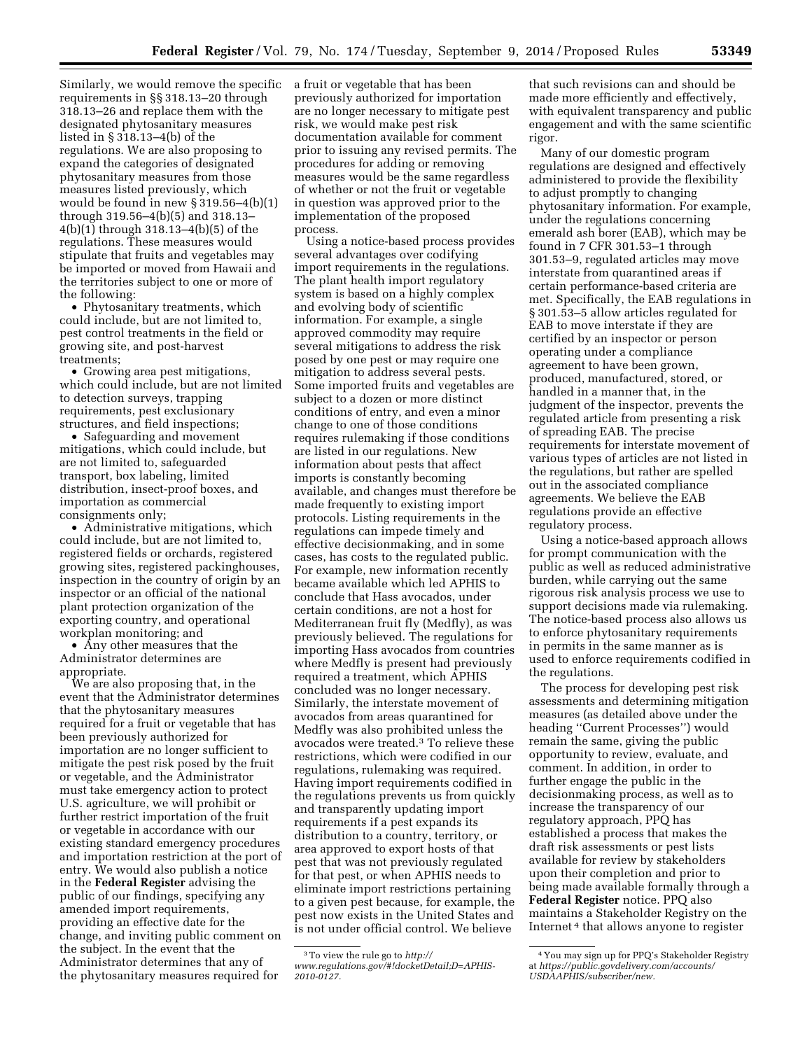Similarly, we would remove the specific requirements in §§ 318.13–20 through 318.13–26 and replace them with the designated phytosanitary measures listed in § 318.13–4(b) of the regulations. We are also proposing to expand the categories of designated phytosanitary measures from those measures listed previously, which would be found in new § 319.56–4(b)(1) through 319.56–4(b)(5) and 318.13–4(b)(1) through 318.13–4(b)(5) of the regulations. These measures would stipulate that fruits and vegetables may be imported or moved from Hawaii and the territories subject to one or more of the following:

- Phytosanitary treatments, which could include, but are not limited to, pest control treatments in the field or growing site, and post-harvest treatments;
- Growing area pest mitigations, which could include, but are not limited to detection surveys, trapping requirements, pest exclusionary structures, and field inspections;
- Safeguarding and movement mitigations, which could include, but are not limited to, safeguarded transport, box labeling, limited distribution, insect-proof boxes, and importation as commercial consignments only;
- Administrative mitigations, which could include, but are not limited to, registered fields or orchards, registered growing sites, registered packinghouses, inspection in the country of origin by an inspector or an official of the national plant protection organization of the exporting country, and operational workplan monitoring; and
- Any other measures that the Administrator determines are appropriate.

We are also proposing that, in the event that the Administrator determines that the phytosanitary measures required for a fruit or vegetable that has been previously authorized for importation are no longer sufficient to mitigate the pest risk posed by the fruit or vegetable, and the Administrator must take emergency action to protect U.S. agriculture, we will prohibit or further restrict importation of the fruit or vegetable in accordance with our existing standard emergency procedures and importation restriction at the port of entry. We would also publish a notice in the **Federal Register** advising the public of our findings, specifying any amended import requirements, providing an effective date for the change, and inviting public comment on the subject. In the event that the Administrator determines that any of the phytosanitary measures required for a fruit or vegetable that has been previously authorized for importation are no longer necessary to mitigate pest risk, we would make pest risk documentation available for comment prior to issuing any revised permits. The procedures for adding or removing measures would be the same regardless of whether or not the fruit or vegetable in question was approved prior to the implementation of the proposed process.

Using a notice-based process provides several advantages over codifying import requirements in the regulations. The plant health import regulatory system is based on a highly complex and evolving body of scientific information. For example, a single approved commodity may require several mitigations to address the risk posed by one pest or may require one mitigation to address several pests. Some imported fruits and vegetables are subject to a dozen or more distinct conditions of entry, and even a minor change to one of those conditions requires rulemaking if those conditions are listed in our regulations. New information about pests that affect imports is constantly becoming available, and changes must therefore be made frequently to existing import protocols. Listing requirements in the regulations can impede timely and effective decisionmaking, and in some cases, has costs to the regulated public. For example, new information recently became available which led APHIS to conclude that Hass avocados, under certain conditions, are not a host for Mediterranean fruit fly (Medfly), as was previously believed. The regulations for importing Hass avocados from countries where Medfly is present had previously required a treatment, which APHIS concluded was no longer necessary. Similarly, the interstate movement of avocados from areas quarantined for Medfly was also prohibited unless the avocados were treated.[3] To relieve these restrictions, which were codified in our regulations, rulemaking was required. Having import requirements codified in the regulations prevents us from quickly and transparently updating import requirements if a pest expands its distribution to a country, territory, or area approved to export hosts of that pest that was not previously regulated for that pest, or when APHIS needs to eliminate import restrictions pertaining to a given pest because, for example, the pest now exists in the United States and is not under official control. We believe that such revisions can and should be made more efficiently and effectively, with equivalent transparency and public engagement and with the same scientific rigor.

Many of our domestic program regulations are designed and effectively administered to provide the flexibility to adjust promptly to changing phytosanitary information. For example, under the regulations concerning emerald ash borer (EAB), which may be found in 7 CFR 301.53–1 through 301.53–9, regulated articles may move interstate from quarantined areas if certain performance-based criteria are met. Specifically, the EAB regulations in § 301.53–5 allow articles regulated for EAB to move interstate if they are certified by an inspector or person operating under a compliance agreement to have been grown, produced, manufactured, stored, or handled in a manner that, in the judgment of the inspector, prevents the regulated article from presenting a risk of spreading EAB. The precise requirements for interstate movement of various types of articles are not listed in the regulations, but rather are spelled out in the associated compliance agreements. We believe the EAB regulations provide an effective regulatory process.

Using a notice-based approach allows for prompt communication with the public as well as reduced administrative burden, while carrying out the same rigorous risk analysis process we use to support decisions made via rulemaking. The notice-based process also allows us to enforce phytosanitary requirements in permits in the same manner as is used to enforce requirements codified in the regulations.

The process for developing pest risk assessments and determining mitigation measures (as detailed above under the heading "Current Processes") would remain the same, giving the public opportunity to review, evaluate, and comment. In addition, in order to further engage the public in the decisionmaking process, as well as to increase the transparency of our regulatory approach, PPQ has established a process that makes the draft risk assessments or pest lists available for review by stakeholders upon their completion and prior to being made available formally through a **Federal Register** notice. PPQ also maintains a Stakeholder Registry on the Internet[4] that allows anyone to register

[3] To view the rule go to *http://www.regulations.gov/#!docketDetail;D=APHIS-2010-0127.*

[4] You may sign up for PPQ's Stakeholder Registry at *https://public.govdelivery.com/accounts/USDAAPHIS/subscriber/new.*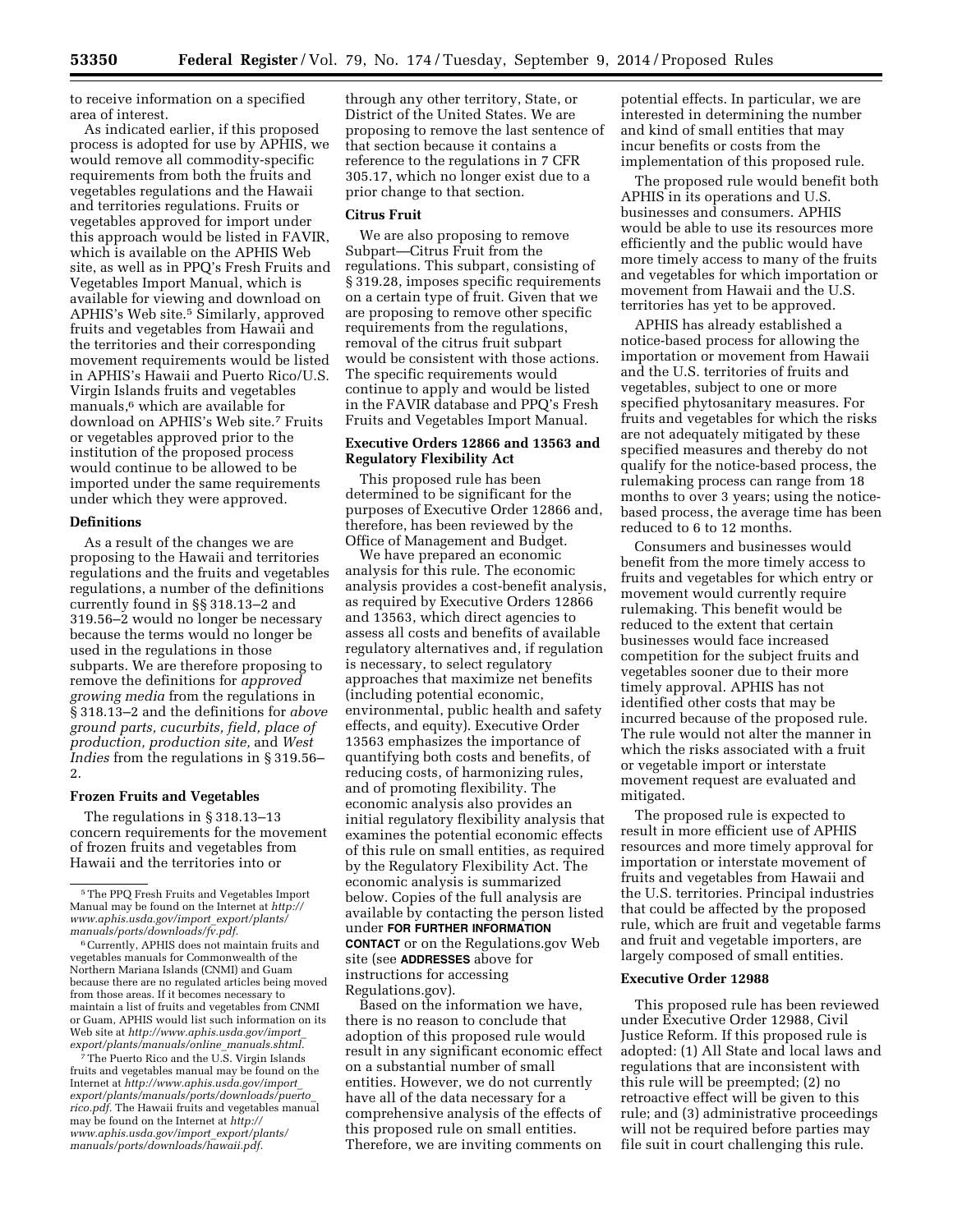to receive information on a specified area of interest.

As indicated earlier, if this proposed process is adopted for use by APHIS, we would remove all commodity-specific requirements from both the fruits and vegetables regulations and the Hawaii and territories regulations. Fruits or vegetables approved for import under this approach would be listed in FAVIR, which is available on the APHIS Web site, as well as in PPQ's Fresh Fruits and Vegetables Import Manual, which is available for viewing and download on APHIS's Web site.[5] Similarly, approved fruits and vegetables from Hawaii and the territories and their corresponding movement requirements would be listed in APHIS's Hawaii and Puerto Rico/U.S. Virgin Islands fruits and vegetables manuals,[6] which are available for download on APHIS's Web site.[7] Fruits or vegetables approved prior to the institution of the proposed process would continue to be allowed to be imported under the same requirements under which they were approved.

### Definitions

As a result of the changes we are proposing to the Hawaii and territories regulations and the fruits and vegetables regulations, a number of the definitions currently found in §§ 318.13–2 and 319.56–2 would no longer be necessary because the terms would no longer be used in the regulations in those subparts. We are therefore proposing to remove the definitions for *approved growing media* from the regulations in § 318.13–2 and the definitions for *above ground parts, cucurbits, field, place of production, production site,* and *West Indies* from the regulations in § 319.56–2.

### Frozen Fruits and Vegetables

The regulations in § 318.13–13 concern requirements for the movement of frozen fruits and vegetables from Hawaii and the territories into or through any other territory, State, or District of the United States. We are proposing to remove the last sentence of that section because it contains a reference to the regulations in 7 CFR 305.17, which no longer exist due to a prior change to that section.

### Citrus Fruit

We are also proposing to remove Subpart—Citrus Fruit from the regulations. This subpart, consisting of § 319.28, imposes specific requirements on a certain type of fruit. Given that we are proposing to remove other specific requirements from the regulations, removal of the citrus fruit subpart would be consistent with those actions. The specific requirements would continue to apply and would be listed in the FAVIR database and PPQ's Fresh Fruits and Vegetables Import Manual.

### Executive Orders 12866 and 13563 and Regulatory Flexibility Act

This proposed rule has been determined to be significant for the purposes of Executive Order 12866 and, therefore, has been reviewed by the Office of Management and Budget.

We have prepared an economic analysis for this rule. The economic analysis provides a cost-benefit analysis, as required by Executive Orders 12866 and 13563, which direct agencies to assess all costs and benefits of available regulatory alternatives and, if regulation is necessary, to select regulatory approaches that maximize net benefits (including potential economic, environmental, public health and safety effects, and equity). Executive Order 13563 emphasizes the importance of quantifying both costs and benefits, of reducing costs, of harmonizing rules, and of promoting flexibility. The economic analysis also provides an initial regulatory flexibility analysis that examines the potential economic effects of this rule on small entities, as required by the Regulatory Flexibility Act. The economic analysis is summarized below. Copies of the full analysis are available by contacting the person listed under **FOR FURTHER INFORMATION CONTACT** or on the Regulations.gov Web site (see **ADDRESSES** above for instructions for accessing Regulations.gov).

Based on the information we have, there is no reason to conclude that adoption of this proposed rule would result in any significant economic effect on a substantial number of small entities. However, we do not currently have all of the data necessary for a comprehensive analysis of the effects of this proposed rule on small entities. Therefore, we are inviting comments on potential effects. In particular, we are interested in determining the number and kind of small entities that may incur benefits or costs from the implementation of this proposed rule.

The proposed rule would benefit both APHIS in its operations and U.S. businesses and consumers. APHIS would be able to use its resources more efficiently and the public would have more timely access to many of the fruits and vegetables for which importation or movement from Hawaii and the U.S. territories has yet to be approved.

APHIS has already established a notice-based process for allowing the importation or movement from Hawaii and the U.S. territories of fruits and vegetables, subject to one or more specified phytosanitary measures. For fruits and vegetables for which the risks are not adequately mitigated by these specified measures and thereby do not qualify for the notice-based process, the rulemaking process can range from 18 months to over 3 years; using the notice-based process, the average time has been reduced to 6 to 12 months.

Consumers and businesses would benefit from the more timely access to fruits and vegetables for which entry or movement would currently require rulemaking. This benefit would be reduced to the extent that certain businesses would face increased competition for the subject fruits and vegetables sooner due to their more timely approval. APHIS has not identified other costs that may be incurred because of the proposed rule. The rule would not alter the manner in which the risks associated with a fruit or vegetable import or interstate movement request are evaluated and mitigated.

The proposed rule is expected to result in more efficient use of APHIS resources and more timely approval for importation or interstate movement of fruits and vegetables from Hawaii and the U.S. territories. Principal industries that could be affected by the proposed rule, which are fruit and vegetable farms and fruit and vegetable importers, are largely composed of small entities.

### Executive Order 12988

This proposed rule has been reviewed under Executive Order 12988, Civil Justice Reform. If this proposed rule is adopted: (1) All State and local laws and regulations that are inconsistent with this rule will be preempted; (2) no retroactive effect will be given to this rule; and (3) administrative proceedings will not be required before parties may file suit in court challenging this rule.

---

[5] The PPQ Fresh Fruits and Vegetables Import Manual may be found on the Internet at *http://www.aphis.usda.gov/import_export/plants/manuals/ports/downloads/fv.pdf.*

[6] Currently, APHIS does not maintain fruits and vegetables manuals for Commonwealth of the Northern Mariana Islands (CNMI) and Guam because there are no regulated articles being moved from those areas. If it becomes necessary to maintain a list of fruits and vegetables from CNMI or Guam, APHIS would list such information on its Web site at *http://www.aphis.usda.gov/import_export/plants/manuals/online_manuals.shtml.*

[7] The Puerto Rico and the U.S. Virgin Islands fruits and vegetables manual may be found on the Internet at *http://www.aphis.usda.gov/import_export/plants/manuals/ports/downloads/puerto_rico.pdf.* The Hawaii fruits and vegetables manual may be found on the Internet at *http://www.aphis.usda.gov/import_export/plants/manuals/ports/downloads/hawaii.pdf.*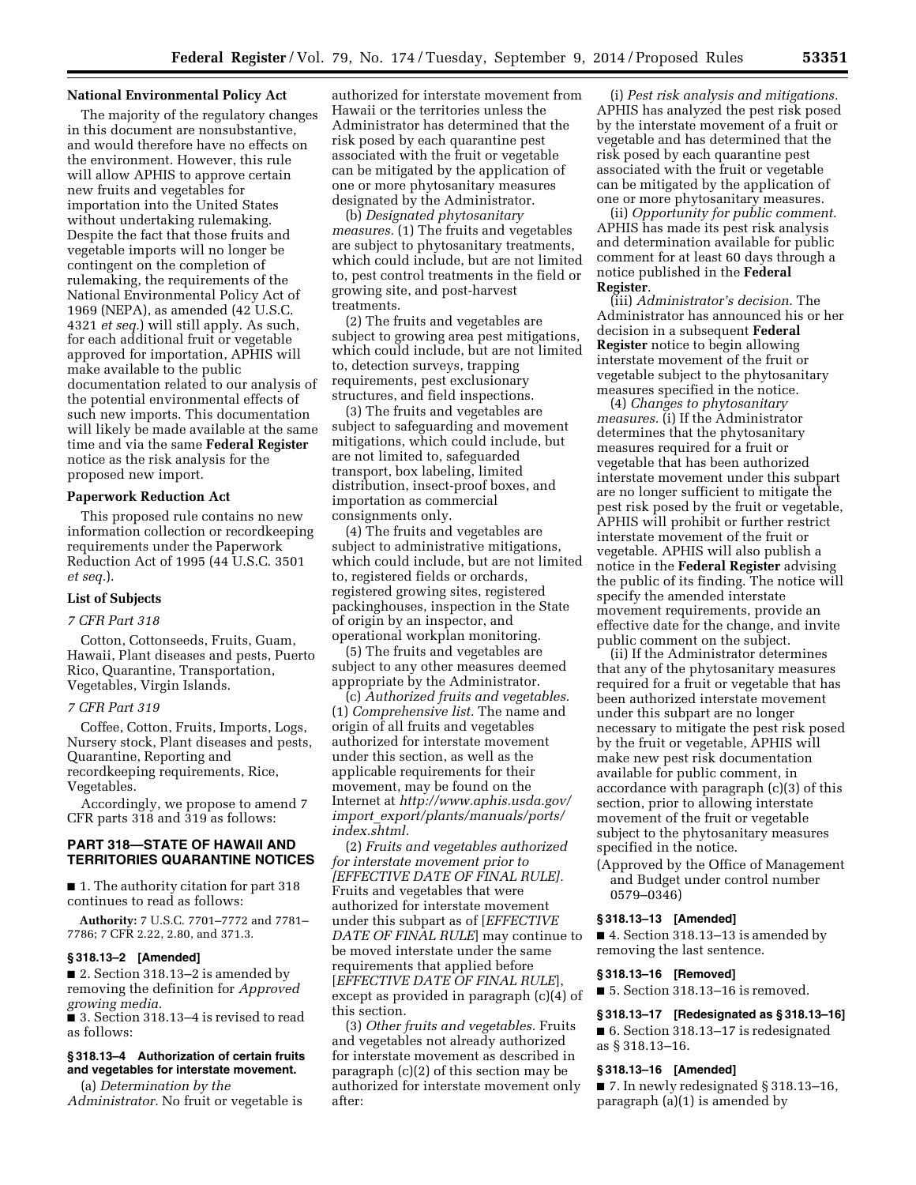### National Environmental Policy Act

The majority of the regulatory changes in this document are nonsubstantive, and would therefore have no effects on the environment. However, this rule will allow APHIS to approve certain new fruits and vegetables for importation into the United States without undertaking rulemaking. Despite the fact that those fruits and vegetable imports will no longer be contingent on the completion of rulemaking, the requirements of the National Environmental Policy Act of 1969 (NEPA), as amended (42 U.S.C. 4321 *et seq.*) will still apply. As such, for each additional fruit or vegetable approved for importation, APHIS will make available to the public documentation related to our analysis of the potential environmental effects of such new imports. This documentation will likely be made available at the same time and via the same **Federal Register** notice as the risk analysis for the proposed new import.

### Paperwork Reduction Act

This proposed rule contains no new information collection or recordkeeping requirements under the Paperwork Reduction Act of 1995 (44 U.S.C. 3501 *et seq.*).

### List of Subjects

*7 CFR Part 318*

Cotton, Cottonseeds, Fruits, Guam, Hawaii, Plant diseases and pests, Puerto Rico, Quarantine, Transportation, Vegetables, Virgin Islands.

*7 CFR Part 319*

Coffee, Cotton, Fruits, Imports, Logs, Nursery stock, Plant diseases and pests, Quarantine, Reporting and recordkeeping requirements, Rice, Vegetables.

Accordingly, we propose to amend 7 CFR parts 318 and 319 as follows:

## PART 318—STATE OF HAWAII AND TERRITORIES QUARANTINE NOTICES

■ 1. The authority citation for part 318 continues to read as follows:

**Authority:** 7 U.S.C. 7701–7772 and 7781–7786; 7 CFR 2.22, 2.80, and 371.3.

#### § 318.13–2 [Amended]

■ 2. Section 318.13–2 is amended by removing the definition for *Approved growing media.*

■ 3. Section 318.13–4 is revised to read as follows:

#### § 318.13–4 Authorization of certain fruits and vegetables for interstate movement.

(a) *Determination by the Administrator.* No fruit or vegetable is authorized for interstate movement from Hawaii or the territories unless the Administrator has determined that the risk posed by each quarantine pest associated with the fruit or vegetable can be mitigated by the application of one or more phytosanitary measures designated by the Administrator.

(b) *Designated phytosanitary measures.* (1) The fruits and vegetables are subject to phytosanitary treatments, which could include, but are not limited to, pest control treatments in the field or growing site, and post-harvest treatments.

(2) The fruits and vegetables are subject to growing area pest mitigations, which could include, but are not limited to, detection surveys, trapping requirements, pest exclusionary structures, and field inspections.

(3) The fruits and vegetables are subject to safeguarding and movement mitigations, which could include, but are not limited to, safeguarded transport, box labeling, limited distribution, insect-proof boxes, and importation as commercial consignments only.

(4) The fruits and vegetables are subject to administrative mitigations, which could include, but are not limited to, registered fields or orchards, registered growing sites, registered packinghouses, inspection in the State of origin by an inspector, and operational workplan monitoring.

(5) The fruits and vegetables are subject to any other measures deemed appropriate by the Administrator.

(c) *Authorized fruits and vegetables.* (1) *Comprehensive list.* The name and origin of all fruits and vegetables authorized for interstate movement under this section, as well as the applicable requirements for their movement, may be found on the Internet at *http://www.aphis.usda.gov/import_export/plants/manuals/ports/index.shtml.*

(2) *Fruits and vegetables authorized for interstate movement prior to [EFFECTIVE DATE OF FINAL RULE].* Fruits and vegetables that were authorized for interstate movement under this subpart as of [*EFFECTIVE DATE OF FINAL RULE*] may continue to be moved interstate under the same requirements that applied before [*EFFECTIVE DATE OF FINAL RULE*], except as provided in paragraph (c)(4) of this section.

(3) *Other fruits and vegetables.* Fruits and vegetables not already authorized for interstate movement as described in paragraph (c)(2) of this section may be authorized for interstate movement only after:

(i) *Pest risk analysis and mitigations.* APHIS has analyzed the pest risk posed by the interstate movement of a fruit or vegetable and has determined that the risk posed by each quarantine pest associated with the fruit or vegetable can be mitigated by the application of one or more phytosanitary measures.

(ii) *Opportunity for public comment.* APHIS has made its pest risk analysis and determination available for public comment for at least 60 days through a notice published in the **Federal Register**.

(iii) *Administrator's decision.* The Administrator has announced his or her decision in a subsequent **Federal Register** notice to begin allowing interstate movement of the fruit or vegetable subject to the phytosanitary measures specified in the notice.

(4) *Changes to phytosanitary measures.* (i) If the Administrator determines that the phytosanitary measures required for a fruit or vegetable that has been authorized interstate movement under this subpart are no longer sufficient to mitigate the pest risk posed by the fruit or vegetable, APHIS will prohibit or further restrict interstate movement of the fruit or vegetable. APHIS will also publish a notice in the **Federal Register** advising the public of its finding. The notice will specify the amended interstate movement requirements, provide an effective date for the change, and invite public comment on the subject.

(ii) If the Administrator determines that any of the phytosanitary measures required for a fruit or vegetable that has been authorized interstate movement under this subpart are no longer necessary to mitigate the pest risk posed by the fruit or vegetable, APHIS will make new pest risk documentation available for public comment, in accordance with paragraph (c)(3) of this section, prior to allowing interstate movement of the fruit or vegetable subject to the phytosanitary measures specified in the notice.

(Approved by the Office of Management and Budget under control number 0579–0346)

#### § 318.13–13 [Amended]

■ 4. Section 318.13–13 is amended by removing the last sentence.

#### § 318.13–16 [Removed]

■ 5. Section 318.13–16 is removed.

#### § 318.13–17 [Redesignated as § 318.13–16]

■ 6. Section 318.13–17 is redesignated as § 318.13–16.

#### § 318.13–16 [Amended]

■ 7. In newly redesignated § 318.13–16, paragraph (a)(1) is amended by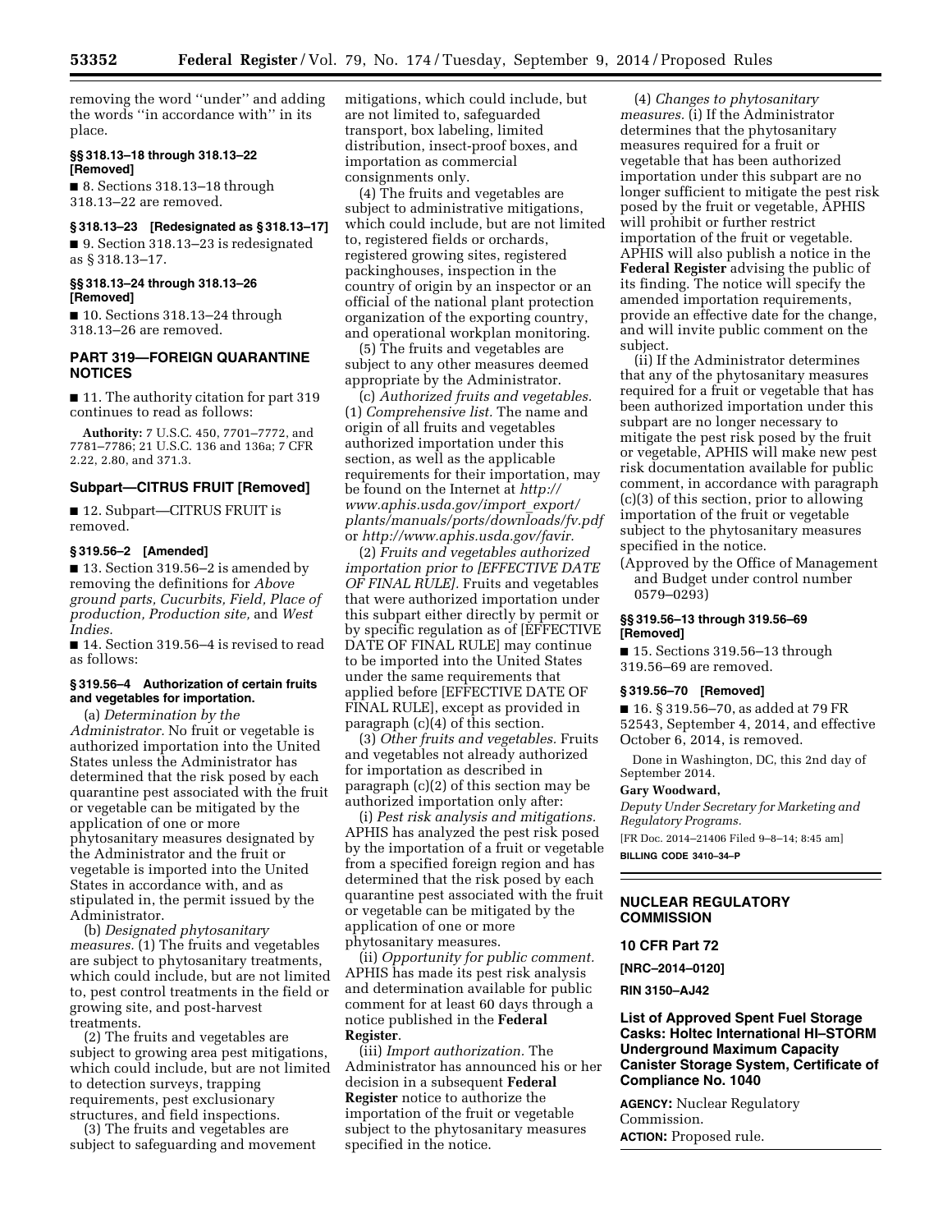removing the word ''under'' and adding the words ''in accordance with'' in its place.

#### §§ 318.13–18 through 318.13–22 [Removed]

■ 8. Sections 318.13–18 through 318.13–22 are removed.

#### § 318.13–23 [Redesignated as § 318.13–17]

■ 9. Section 318.13–23 is redesignated as § 318.13–17.

#### §§ 318.13–24 through 318.13–26 [Removed]

■ 10. Sections 318.13–24 through 318.13–26 are removed.

## PART 319—FOREIGN QUARANTINE NOTICES

■ 11. The authority citation for part 319 continues to read as follows:

**Authority:** 7 U.S.C. 450, 7701–7772, and 7781–7786; 21 U.S.C. 136 and 136a; 7 CFR 2.22, 2.80, and 371.3.

### Subpart—CITRUS FRUIT [Removed]

■ 12. Subpart—CITRUS FRUIT is removed.

#### § 319.56–2 [Amended]

■ 13. Section 319.56–2 is amended by removing the definitions for *Above ground parts, Cucurbits, Field, Place of production, Production site,* and *West Indies.*

■ 14. Section 319.56–4 is revised to read as follows:

#### § 319.56–4 Authorization of certain fruits and vegetables for importation.

(a) *Determination by the Administrator.* No fruit or vegetable is authorized importation into the United States unless the Administrator has determined that the risk posed by each quarantine pest associated with the fruit or vegetable can be mitigated by the application of one or more phytosanitary measures designated by the Administrator and the fruit or vegetable is imported into the United States in accordance with, and as stipulated in, the permit issued by the Administrator.

(b) *Designated phytosanitary measures.* (1) The fruits and vegetables are subject to phytosanitary treatments, which could include, but are not limited to, pest control treatments in the field or growing site, and post-harvest treatments.

(2) The fruits and vegetables are subject to growing area pest mitigations, which could include, but are not limited to detection surveys, trapping requirements, pest exclusionary structures, and field inspections.

(3) The fruits and vegetables are subject to safeguarding and movement mitigations, which could include, but are not limited to, safeguarded transport, box labeling, limited distribution, insect-proof boxes, and importation as commercial consignments only.

(4) The fruits and vegetables are subject to administrative mitigations, which could include, but are not limited to, registered fields or orchards, registered growing sites, registered packinghouses, inspection in the country of origin by an inspector or an official of the national plant protection organization of the exporting country, and operational workplan monitoring.

(5) The fruits and vegetables are subject to any other measures deemed appropriate by the Administrator.

(c) *Authorized fruits and vegetables.* (1) *Comprehensive list.* The name and origin of all fruits and vegetables authorized importation under this section, as well as the applicable requirements for their importation, may be found on the Internet at *http://www.aphis.usda.gov/import_export/plants/manuals/ports/downloads/fv.pdf* or *http://www.aphis.usda.gov/favir.*

(2) *Fruits and vegetables authorized importation prior to [EFFECTIVE DATE OF FINAL RULE].* Fruits and vegetables that were authorized importation under this subpart either directly by permit or by specific regulation as of [EFFECTIVE DATE OF FINAL RULE] may continue to be imported into the United States under the same requirements that applied before [EFFECTIVE DATE OF FINAL RULE], except as provided in paragraph (c)(4) of this section.

(3) *Other fruits and vegetables.* Fruits and vegetables not already authorized for importation as described in paragraph (c)(2) of this section may be authorized importation only after:

(i) *Pest risk analysis and mitigations.* APHIS has analyzed the pest risk posed by the importation of a fruit or vegetable from a specified foreign region and has determined that the risk posed by each quarantine pest associated with the fruit or vegetable can be mitigated by the application of one or more phytosanitary measures.

(ii) *Opportunity for public comment.* APHIS has made its pest risk analysis and determination available for public comment for at least 60 days through a notice published in the **Federal Register**.

(iii) *Import authorization.* The Administrator has announced his or her decision in a subsequent **Federal Register** notice to authorize the importation of the fruit or vegetable subject to the phytosanitary measures specified in the notice.

(4) *Changes to phytosanitary measures.* (i) If the Administrator determines that the phytosanitary measures required for a fruit or vegetable that has been authorized importation under this subpart are no longer sufficient to mitigate the pest risk posed by the fruit or vegetable, APHIS will prohibit or further restrict importation of the fruit or vegetable. APHIS will also publish a notice in the **Federal Register** advising the public of its finding. The notice will specify the amended importation requirements, provide an effective date for the change, and will invite public comment on the subject.

(ii) If the Administrator determines that any of the phytosanitary measures required for a fruit or vegetable that has been authorized importation under this subpart are no longer necessary to mitigate the pest risk posed by the fruit or vegetable, APHIS will make new pest risk documentation available for public comment, in accordance with paragraph (c)(3) of this section, prior to allowing importation of the fruit or vegetable subject to the phytosanitary measures specified in the notice.

(Approved by the Office of Management and Budget under control number 0579–0293)

#### §§ 319.56–13 through 319.56–69 [Removed]

■ 15. Sections 319.56–13 through 319.56–69 are removed.

#### § 319.56–70 [Removed]

■ 16. § 319.56–70, as added at 79 FR 52543, September 4, 2014, and effective October 6, 2014, is removed.

Done in Washington, DC, this 2nd day of September 2014.

**Gary Woodward,**

*Deputy Under Secretary for Marketing and Regulatory Programs.*

[FR Doc. 2014–21406 Filed 9–8–14; 8:45 am]

**BILLING CODE 3410–34–P**

---

## NUCLEAR REGULATORY COMMISSION

### 10 CFR Part 72

**[NRC–2014–0120]**

**RIN 3150–AJ42**

### List of Approved Spent Fuel Storage Casks: Holtec International HI–STORM Underground Maximum Capacity Canister Storage System, Certificate of Compliance No. 1040

**AGENCY:** Nuclear Regulatory Commission.

**ACTION:** Proposed rule.